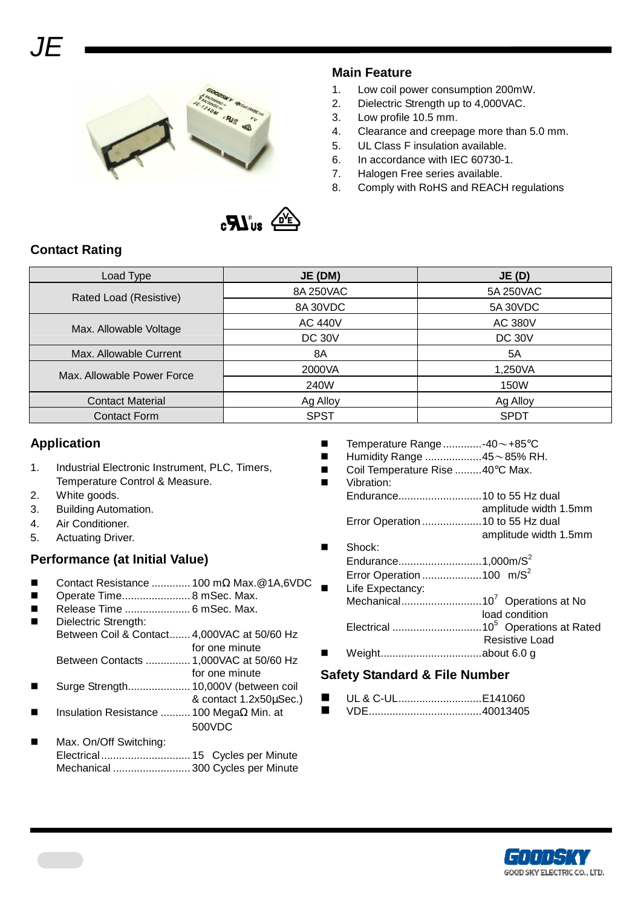# JE

## Main Feature

1. Low coil power consumption 200mW.
2. Dielectric Strength up to 4,000VAC.
3. Low profile 10.5 mm.
4. Clearance and creepage more than 5.0 mm.
5. UL Class F insulation available.
6. In accordance with IEC 60730-1.
7. Halogen Free series available.
8. Comply with RoHS and REACH regulations

## Contact Rating

| Load Type | JE (DM) | JE (D) |
|---|---|---|
| Rated Load (Resistive) | 8A 250VAC | 5A 250VAC |
| | 8A 30VDC | 5A 30VDC |
| Max. Allowable Voltage | AC 440V | AC 380V |
| | DC 30V | DC 30V |
| Max. Allowable Current | 8A | 5A |
| Max. Allowable Power Force | 2000VA | 1,250VA |
| | 240W | 150W |
| Contact Material | Ag Alloy | Ag Alloy |
| Contact Form | SPST | SPDT |

## Application

1. Industrial Electronic Instrument, PLC, Timers, Temperature Control & Measure.
2. White goods.
3. Building Automation.
4. Air Conditioner.
5. Actuating Driver.

## Performance (at Initial Value)

- Contact Resistance ............. 100 mΩ Max.@1A,6VDC
- Operate Time....................... 8 mSec. Max.
- Release Time ...................... 6 mSec. Max.
- Dielectric Strength:
  - Between Coil & Contact....... 4,000VAC at 50/60 Hz for one minute
  - Between Contacts ............... 1,000VAC at 50/60 Hz for one minute
- Surge Strength..................... 10,000V (between coil & contact 1.2x50μSec.)
- Insulation Resistance .......... 100 MegaΩ Min. at 500VDC
- Max. On/Off Switching:
  - Electrical.............................. 15 Cycles per Minute
  - Mechanical .......................... 300 Cycles per Minute
- Temperature Range .............-40～+85℃
- Humidity Range ...................45～85% RH.
- Coil Temperature Rise .........40℃ Max.
- Vibration:
  - Endurance............................10 to 55 Hz dual amplitude width 1.5mm
  - Error Operation ....................10 to 55 Hz dual amplitude width 1.5mm
- Shock:
  - Endurance............................1,000m/$S^2$
  - Error Operation ....................100 m/$S^2$
- Life Expectancy:
  - Mechanical...........................$10^7$ Operations at No load condition
  - Electrical ..............................$10^5$ Operations at Rated Resistive Load
- Weight..................................about 6.0 g

## Safety Standard & File Number

- UL & C-UL............................E141060
- VDE......................................40013405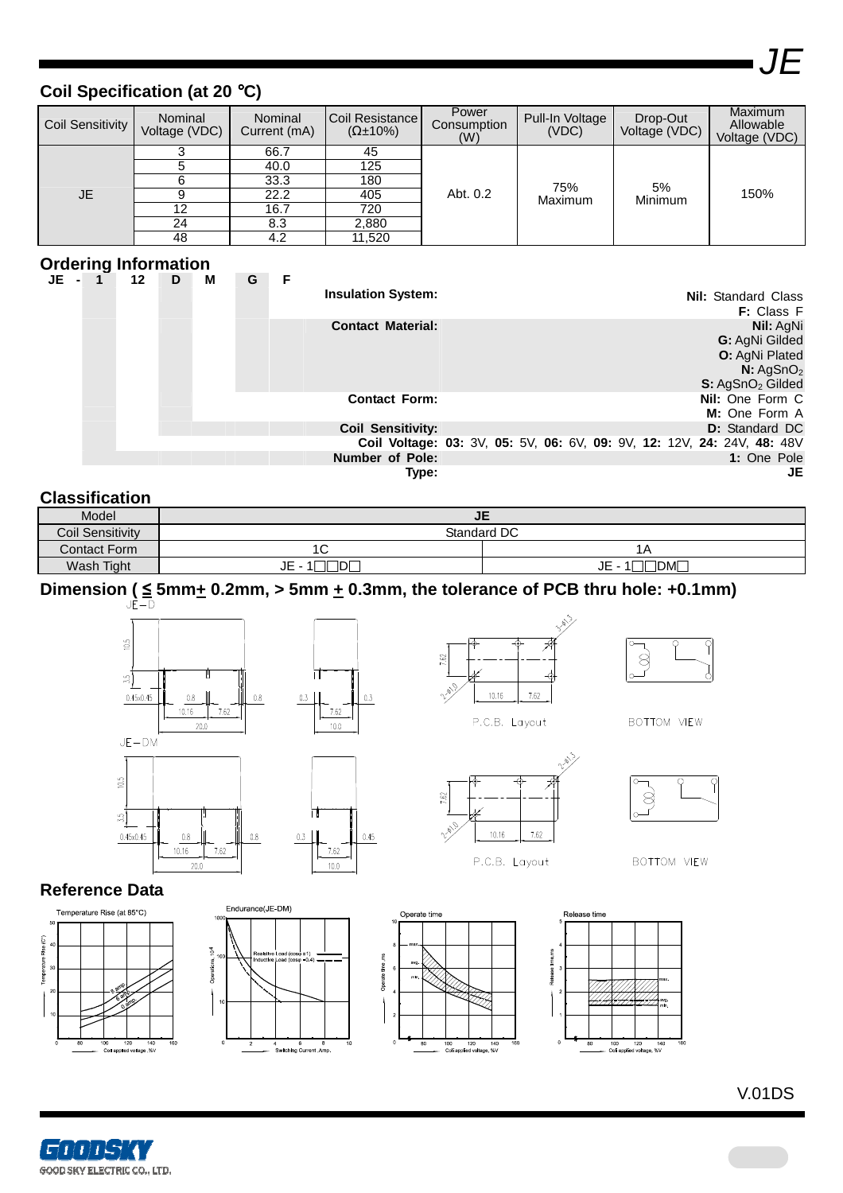## Coil Specification (at 20 ℃)

| Coil Sensitivity | Nominal Voltage (VDC) | Nominal Current (mA) | Coil Resistance (Ω±10%) | Power Consumption (W) | Pull-In Voltage (VDC) | Drop-Out Voltage (VDC) | Maximum Allowable Voltage (VDC) |
|---|---|---|---|---|---|---|---|
| JE | 3 | 66.7 | 45 | Abt. 0.2 | 75% Maximum | 5% Minimum | 150% |
| | 5 | 40.0 | 125 | | | | |
| | 6 | 33.3 | 180 | | | | |
| | 9 | 22.2 | 405 | | | | |
| | 12 | 16.7 | 720 | | | | |
| | 24 | 8.3 | 2,880 | | | | |
| | 48 | 4.2 | 11,520 | | | | |

## Ordering Information

**JE - 1 12 D M G F**

**Insulation System:** **Nil:** Standard Class, **F:** Class F

**Contact Material:** **Nil:** AgNi, **G:** AgNi Gilded, **O:** AgNi Plated, **N:** $AgSnO_2$, **S:** $AgSnO_2$ Gilded

**Contact Form:** **Nil:** One Form C, **M:** One Form A

**Coil Sensitivity:** **D:** Standard DC

**Coil Voltage:** **03:** 3V, **05:** 5V, **06:** 6V, **09:** 9V, **12:** 12V, **24:** 24V, **48:** 48V

**Number of Pole:** **1:** One Pole

**Type:** **JE**

## Classification

| Model | JE | |
|---|---|---|
| Coil Sensitivity | Standard DC | |
| Contact Form | 1C | 1A |
| Wash Tight | JE - 1□□D□ | JE - 1□□DM□ |

## Dimension ( ≦ 5mm± 0.2mm, > 5mm ± 0.3mm, the tolerance of PCB thru hole: +0.1mm)

JE－D

10.5
3.5
0.45x0.45
0.8
10.16
7.62
20.0
0.8
0.3
7.62
10.0
0.3

3-ø1.3
7.62
2-ø1.0
10.16
7.62

P.C.B. Layout

BOTTOM VIEW

JE－DM

10.5
3.5
0.45x0.45
0.8
10.16
7.62
20.0
0.8
0.3
7.62
10.0
0.45

2-ø1.3
7.62
2-ø1.0
10.16
7.62

P.C.B. Layout

BOTTOM VIEW

## Reference Data

Temperature Rise (at 85°C)
Temperature Rise (C°)
50
40
30
20
10
0
80
100
120
140
160
Coil applied voltage ,%V
8 amp
5 amp
0 amp

Endurance(JE-DM)
Operations x10⁴
1000
100
10
Resistive Load (cosφ =1)
Inductive Load (cosφ =0.4)
0
2
4
6
8
10
Switching Current ,Amp.

Operate time
Operate time ,ms
10
8
6
4
2
0
max.
avg.
min.
80
100
120
140
160
Coil applied voltage, %V

Release time
Release time,ms
5
4
3
2
1
0
max.
avg.
min.
80
100
120
140
160
Coil applied voltage, %V

V.01DS